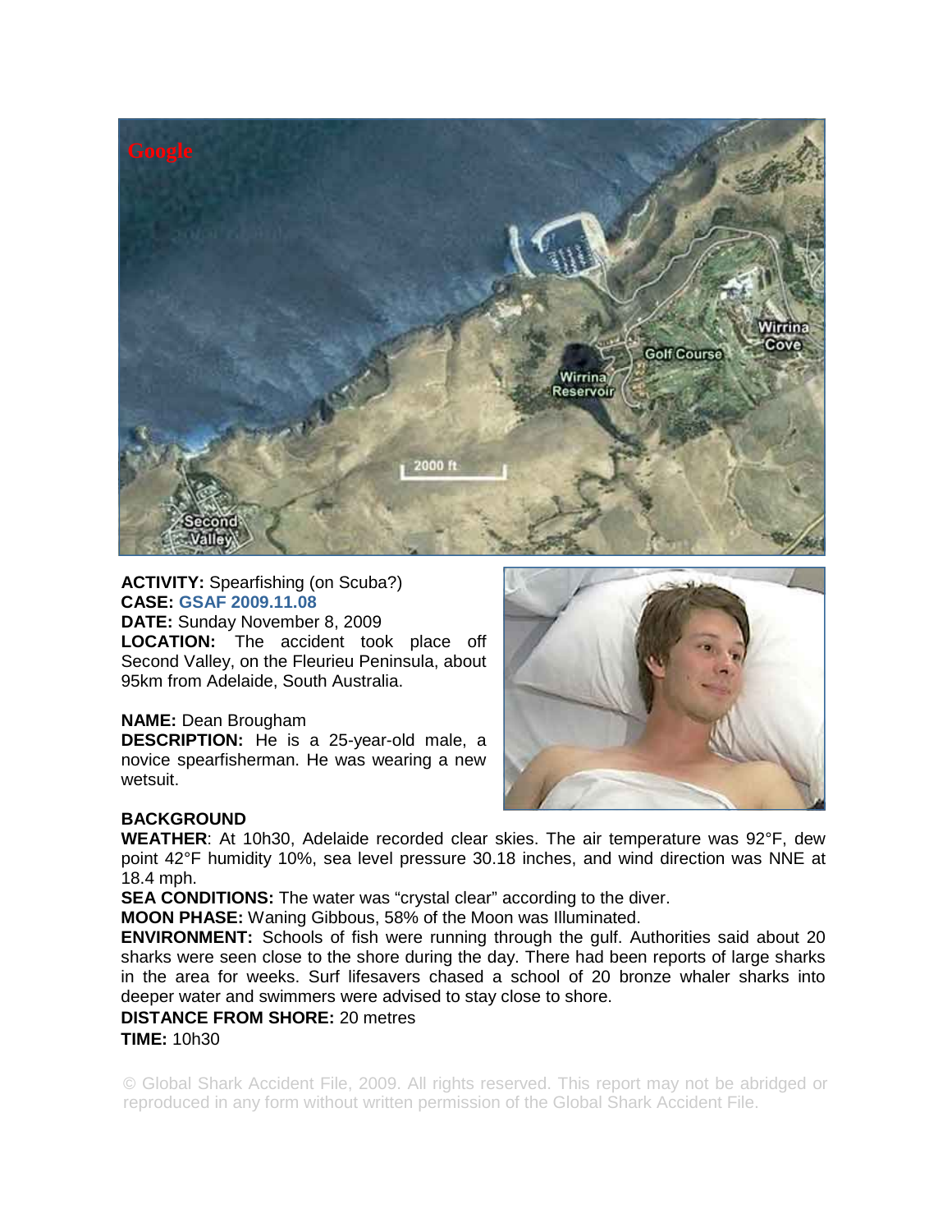**ACTIVITY:** Spearfishing (on Scuba?)
**CASE:** GSAF 2009.11.08
**DATE:** Sunday November 8, 2009
**LOCATION:** The accident took place off Second Valley, on the Fleurieu Peninsula, about 95km from Adelaide, South Australia.

**NAME:** Dean Brougham
**DESCRIPTION:** He is a 25-year-old male, a novice spearfisherman. He was wearing a new wetsuit.

**BACKGROUND**
**WEATHER**: At 10h30, Adelaide recorded clear skies. The air temperature was 92°F, dew point 42°F humidity 10%, sea level pressure 30.18 inches, and wind direction was NNE at 18.4 mph.
**SEA CONDITIONS:** The water was "crystal clear" according to the diver.
**MOON PHASE:** Waning Gibbous, 58% of the Moon was Illuminated.
**ENVIRONMENT:** Schools of fish were running through the gulf. Authorities said about 20 sharks were seen close to the shore during the day. There had been reports of large sharks in the area for weeks. Surf lifesavers chased a school of 20 bronze whaler sharks into deeper water and swimmers were advised to stay close to shore.
**DISTANCE FROM SHORE:** 20 metres
**TIME:** 10h30

© Global Shark Accident File, 2009. All rights reserved. This report may not be abridged or reproduced in any form without written permission of the Global Shark Accident File.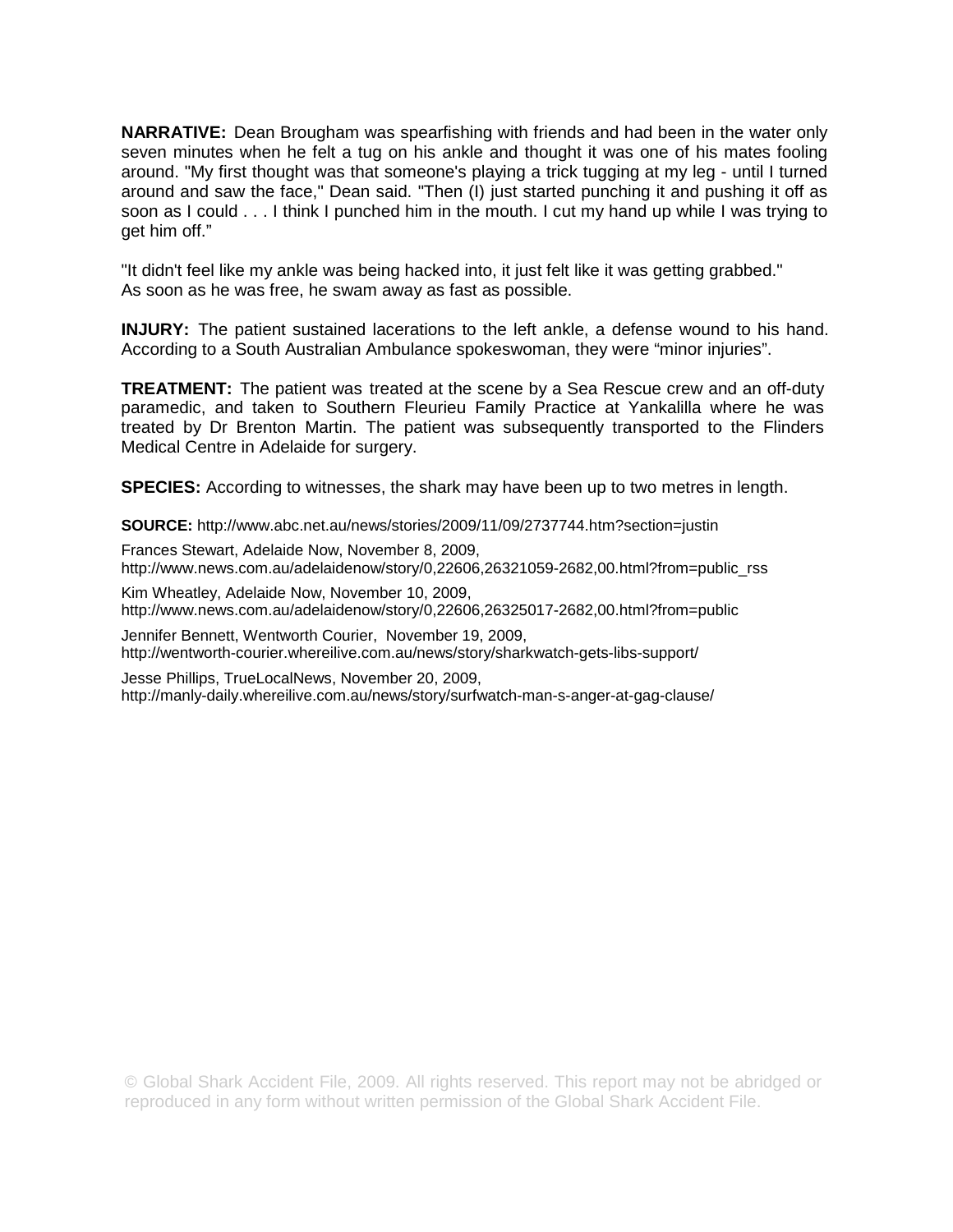**NARRATIVE:** Dean Brougham was spearfishing with friends and had been in the water only seven minutes when he felt a tug on his ankle and thought it was one of his mates fooling around. "My first thought was that someone's playing a trick tugging at my leg - until I turned around and saw the face," Dean said. "Then (I) just started punching it and pushing it off as soon as I could . . . I think I punched him in the mouth. I cut my hand up while I was trying to get him off."

"It didn't feel like my ankle was being hacked into, it just felt like it was getting grabbed." As soon as he was free, he swam away as fast as possible.

**INJURY:** The patient sustained lacerations to the left ankle, a defense wound to his hand. According to a South Australian Ambulance spokeswoman, they were "minor injuries".

**TREATMENT:** The patient was treated at the scene by a Sea Rescue crew and an off-duty paramedic, and taken to Southern Fleurieu Family Practice at Yankalilla where he was treated by Dr Brenton Martin. The patient was subsequently transported to the Flinders Medical Centre in Adelaide for surgery.

**SPECIES:** According to witnesses, the shark may have been up to two metres in length.

**SOURCE:** http://www.abc.net.au/news/stories/2009/11/09/2737744.htm?section=justin

Frances Stewart, Adelaide Now, November 8, 2009, http://www.news.com.au/adelaidenow/story/0,22606,26321059-2682,00.html?from=public_rss

Kim Wheatley, Adelaide Now, November 10, 2009, http://www.news.com.au/adelaidenow/story/0,22606,26325017-2682,00.html?from=public

Jennifer Bennett, Wentworth Courier, November 19, 2009, http://wentworth-courier.whereilive.com.au/news/story/sharkwatch-gets-libs-support/

Jesse Phillips, TrueLocalNews, November 20, 2009, http://manly-daily.whereilive.com.au/news/story/surfwatch-man-s-anger-at-gag-clause/

© Global Shark Accident File, 2009. All rights reserved. This report may not be abridged or reproduced in any form without written permission of the Global Shark Accident File.